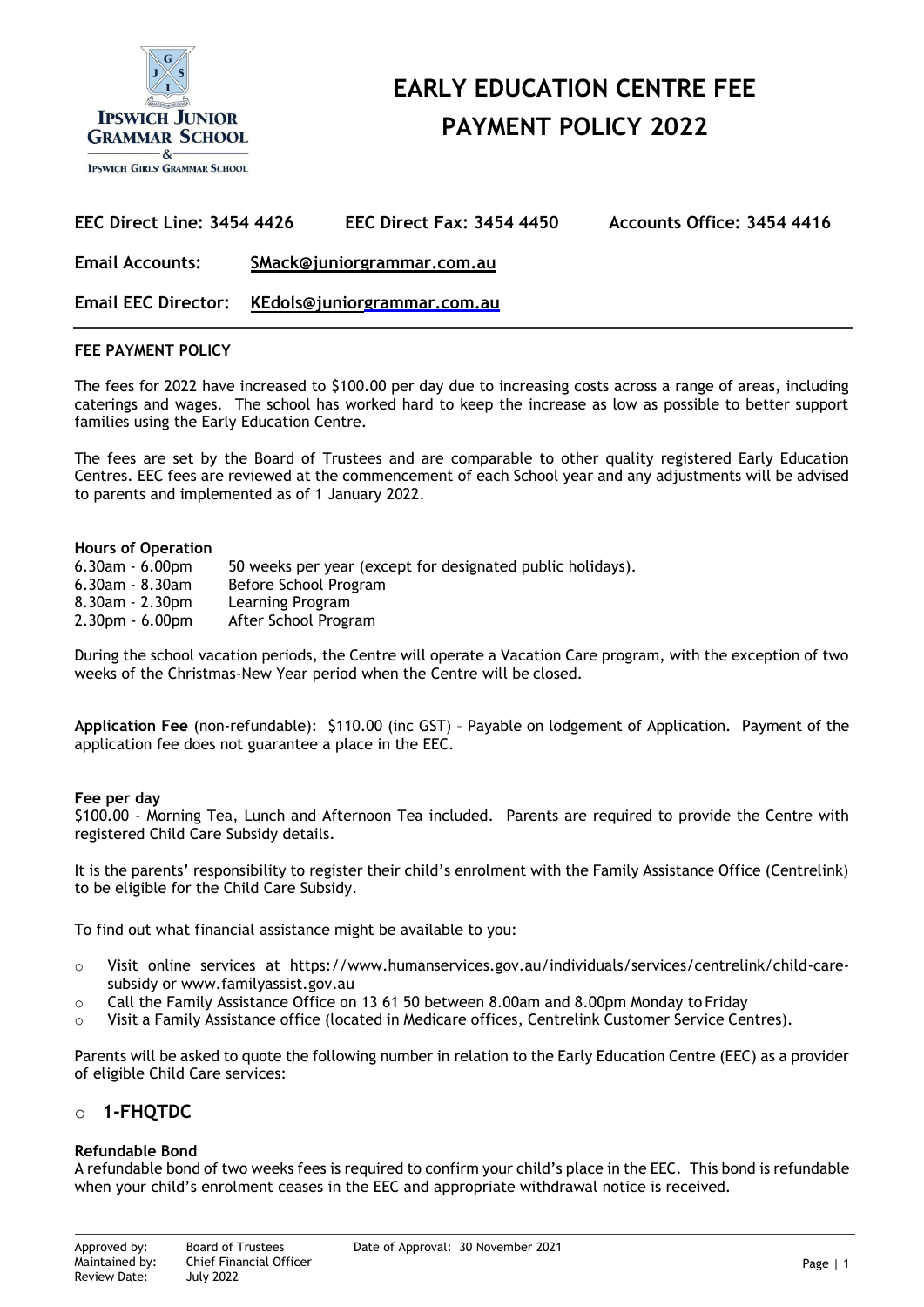# EARLY EDUCATION CENTRE FEE PAYMENT POLICY 2022

**EEC Direct Line: 3454 4426 EEC Direct Fax: 3454 4450 Accounts Office: 3454 4416**

**Email Accounts: SMack@juniorgrammar.com.au**

**Email EEC Director: KEdols@juniorgrammar.com.au**

---

**FEE PAYMENT POLICY**

The fees for 2022 have increased to $100.00 per day due to increasing costs across a range of areas, including caterings and wages. The school has worked hard to keep the increase as low as possible to better support families using the Early Education Centre.

The fees are set by the Board of Trustees and are comparable to other quality registered Early Education Centres. EEC fees are reviewed at the commencement of each School year and any adjustments will be advised to parents and implemented as of 1 January 2022.

**Hours of Operation**

| | |
|---|---|
| 6.30am - 6.00pm | 50 weeks per year (except for designated public holidays). |
| 6.30am - 8.30am | Before School Program |
| 8.30am - 2.30pm | Learning Program |
| 2.30pm - 6.00pm | After School Program |

During the school vacation periods, the Centre will operate a Vacation Care program, with the exception of two weeks of the Christmas-New Year period when the Centre will be closed.

**Application Fee** (non-refundable): $110.00 (inc GST) – Payable on lodgement of Application. Payment of the application fee does not guarantee a place in the EEC.

**Fee per day**
$100.00 - Morning Tea, Lunch and Afternoon Tea included. Parents are required to provide the Centre with registered Child Care Subsidy details.

It is the parents' responsibility to register their child's enrolment with the Family Assistance Office (Centrelink) to be eligible for the Child Care Subsidy.

To find out what financial assistance might be available to you:

- Visit online services at https://www.humanservices.gov.au/individuals/services/centrelink/child-care-subsidy or www.familyassist.gov.au
- Call the Family Assistance Office on 13 61 50 between 8.00am and 8.00pm Monday to Friday
- Visit a Family Assistance office (located in Medicare offices, Centrelink Customer Service Centres).

Parents will be asked to quote the following number in relation to the Early Education Centre (EEC) as a provider of eligible Child Care services:

- **1-FHQTDC**

**Refundable Bond**
A refundable bond of two weeks fees is required to confirm your child's place in the EEC. This bond is refundable when your child's enrolment ceases in the EEC and appropriate withdrawal notice is received.

Approved by: Board of Trustees    Date of Approval: 30 November 2021
Maintained by: Chief Financial Officer
Review Date: July 2022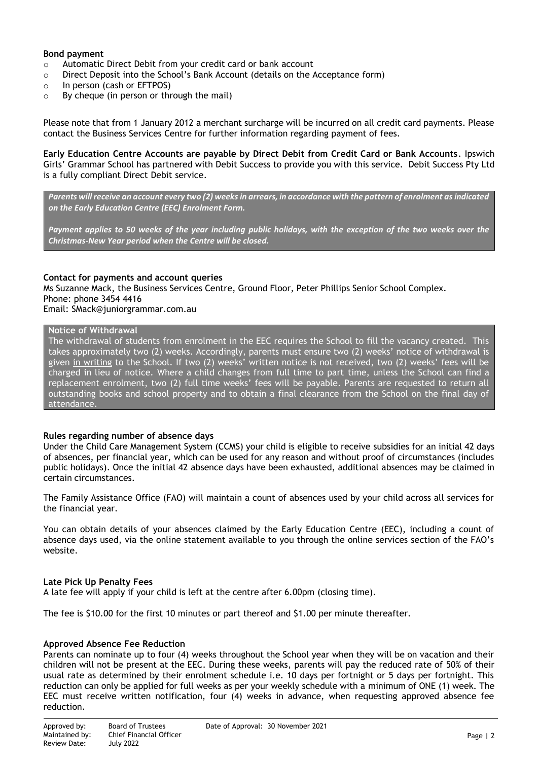**Bond payment**

- Automatic Direct Debit from your credit card or bank account
- Direct Deposit into the School's Bank Account (details on the Acceptance form)
- In person (cash or EFTPOS)
- By cheque (in person or through the mail)

Please note that from 1 January 2012 a merchant surcharge will be incurred on all credit card payments. Please contact the Business Services Centre for further information regarding payment of fees.

**Early Education Centre Accounts are payable by Direct Debit from Credit Card or Bank Accounts**. Ipswich Girls' Grammar School has partnered with Debit Success to provide you with this service. Debit Success Pty Ltd is a fully compliant Direct Debit service.

***Parents will receive an account every two (2) weeks in arrears, in accordance with the pattern of enrolment as indicated on the Early Education Centre (EEC) Enrolment Form.***

***Payment applies to 50 weeks of the year including public holidays, with the exception of the two weeks over the Christmas-New Year period when the Centre will be closed.***

**Contact for payments and account queries**

Ms Suzanne Mack, the Business Services Centre, Ground Floor, Peter Phillips Senior School Complex.
Phone: phone 3454 4416
Email: SMack@juniorgrammar.com.au

**Notice of Withdrawal**

The withdrawal of students from enrolment in the EEC requires the School to fill the vacancy created. This takes approximately two (2) weeks. Accordingly, parents must ensure two (2) weeks' notice of withdrawal is given in writing to the School. If two (2) weeks' written notice is not received, two (2) weeks' fees will be charged in lieu of notice. Where a child changes from full time to part time, unless the School can find a replacement enrolment, two (2) full time weeks' fees will be payable. Parents are requested to return all outstanding books and school property and to obtain a final clearance from the School on the final day of attendance.

**Rules regarding number of absence days**

Under the Child Care Management System (CCMS) your child is eligible to receive subsidies for an initial 42 days of absences, per financial year, which can be used for any reason and without proof of circumstances (includes public holidays). Once the initial 42 absence days have been exhausted, additional absences may be claimed in certain circumstances.

The Family Assistance Office (FAO) will maintain a count of absences used by your child across all services for the financial year.

You can obtain details of your absences claimed by the Early Education Centre (EEC), including a count of absence days used, via the online statement available to you through the online services section of the FAO's website.

**Late Pick Up Penalty Fees**

A late fee will apply if your child is left at the centre after 6.00pm (closing time).

The fee is $10.00 for the first 10 minutes or part thereof and $1.00 per minute thereafter.

**Approved Absence Fee Reduction**

Parents can nominate up to four (4) weeks throughout the School year when they will be on vacation and their children will not be present at the EEC. During these weeks, parents will pay the reduced rate of 50% of their usual rate as determined by their enrolment schedule i.e. 10 days per fortnight or 5 days per fortnight. This reduction can only be applied for full weeks as per your weekly schedule with a minimum of ONE (1) week. The EEC must receive written notification, four (4) weeks in advance, when requesting approved absence fee reduction.

| | | |
|---|---|---|
| Approved by: | Board of Trustees | Date of Approval: 30 November 2021 |
| Maintained by: | Chief Financial Officer | |
| Review Date: | July 2022 | |